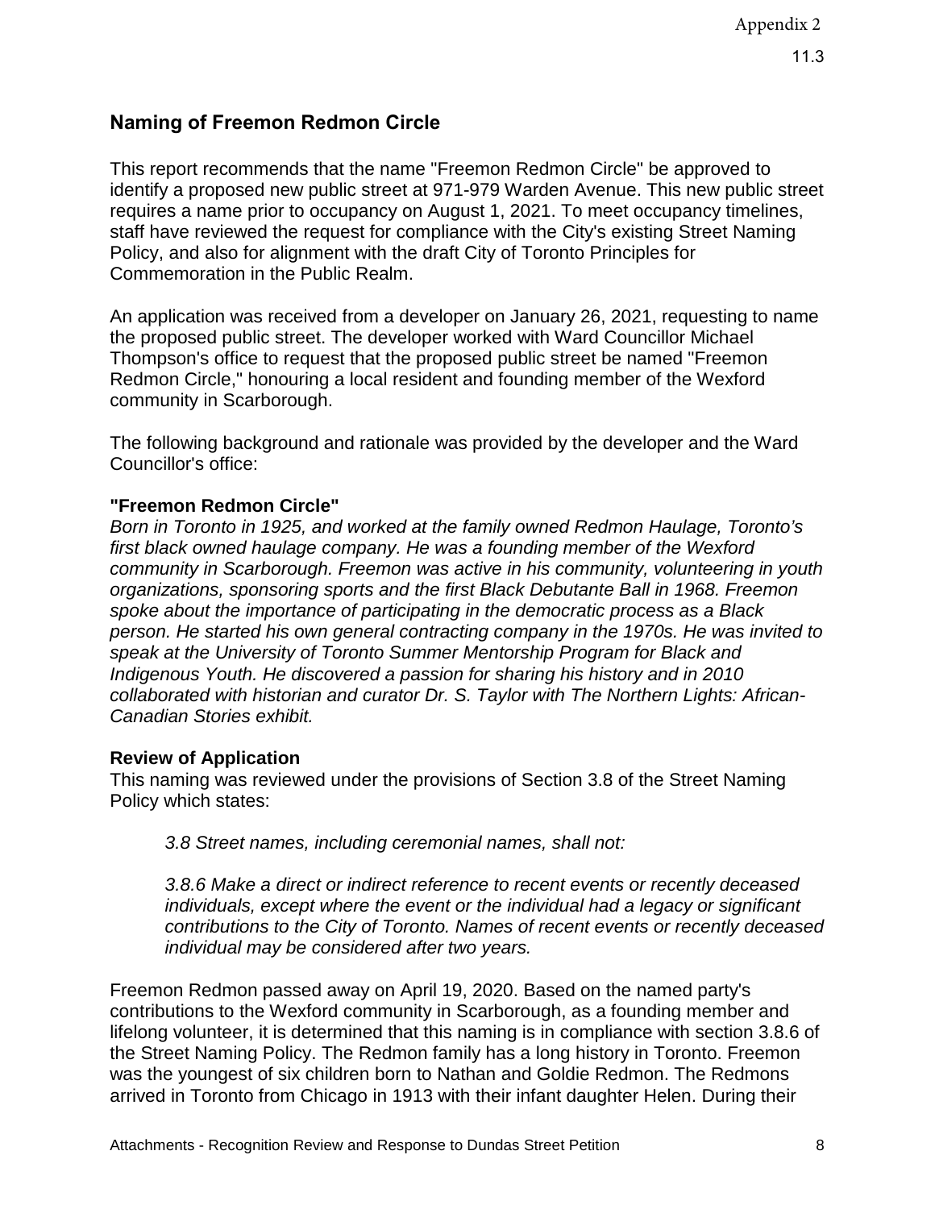## Naming of Freemon Redmon Circle

This report recommends that the name "Freemon Redmon Circle" be approved to identify a proposed new public street at 971-979 Warden Avenue. This new public street requires a name prior to occupancy on August 1, 2021. To meet occupancy timelines, staff have reviewed the request for compliance with the City's existing Street Naming Policy, and also for alignment with the draft City of Toronto Principles for Commemoration in the Public Realm.

An application was received from a developer on January 26, 2021, requesting to name the proposed public street. The developer worked with Ward Councillor Michael Thompson's office to request that the proposed public street be named "Freemon Redmon Circle," honouring a local resident and founding member of the Wexford community in Scarborough.

The following background and rationale was provided by the developer and the Ward Councillor's office:

**"Freemon Redmon Circle"**
*Born in Toronto in 1925, and worked at the family owned Redmon Haulage, Toronto's first black owned haulage company. He was a founding member of the Wexford community in Scarborough. Freemon was active in his community, volunteering in youth organizations, sponsoring sports and the first Black Debutante Ball in 1968. Freemon spoke about the importance of participating in the democratic process as a Black person. He started his own general contracting company in the 1970s. He was invited to speak at the University of Toronto Summer Mentorship Program for Black and Indigenous Youth. He discovered a passion for sharing his history and in 2010 collaborated with historian and curator Dr. S. Taylor with The Northern Lights: African-Canadian Stories exhibit.*

**Review of Application**
This naming was reviewed under the provisions of Section 3.8 of the Street Naming Policy which states:

> *3.8 Street names, including ceremonial names, shall not:*
>
> *3.8.6 Make a direct or indirect reference to recent events or recently deceased individuals, except where the event or the individual had a legacy or significant contributions to the City of Toronto. Names of recent events or recently deceased individual may be considered after two years.*

Freemon Redmon passed away on April 19, 2020. Based on the named party's contributions to the Wexford community in Scarborough, as a founding member and lifelong volunteer, it is determined that this naming is in compliance with section 3.8.6 of the Street Naming Policy. The Redmon family has a long history in Toronto. Freemon was the youngest of six children born to Nathan and Goldie Redmon. The Redmons arrived in Toronto from Chicago in 1913 with their infant daughter Helen. During their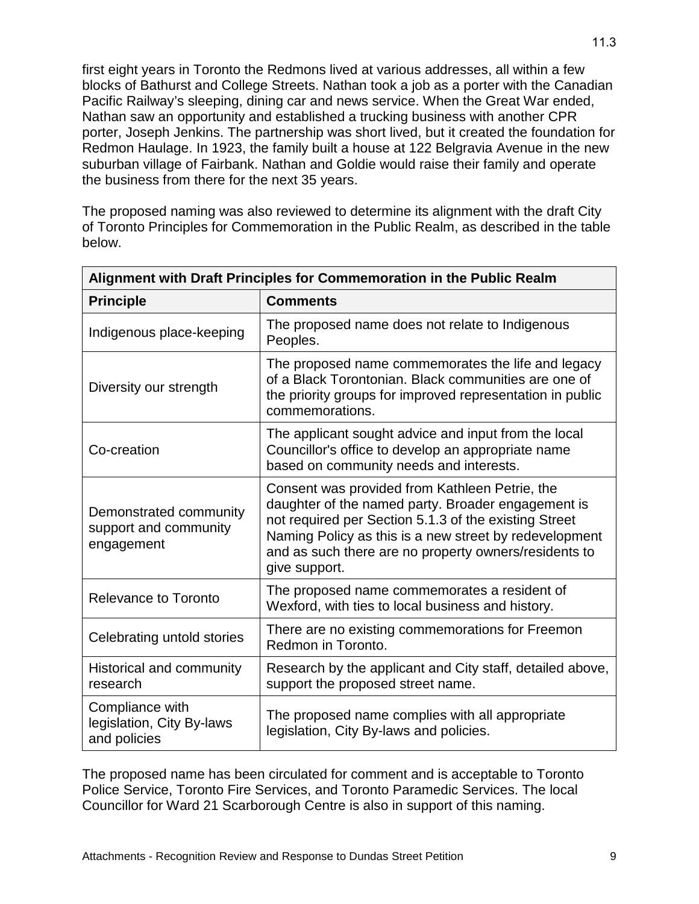first eight years in Toronto the Redmons lived at various addresses, all within a few blocks of Bathurst and College Streets. Nathan took a job as a porter with the Canadian Pacific Railway's sleeping, dining car and news service. When the Great War ended, Nathan saw an opportunity and established a trucking business with another CPR porter, Joseph Jenkins. The partnership was short lived, but it created the foundation for Redmon Haulage. In 1923, the family built a house at 122 Belgravia Avenue in the new suburban village of Fairbank. Nathan and Goldie would raise their family and operate the business from there for the next 35 years.

The proposed naming was also reviewed to determine its alignment with the draft City of Toronto Principles for Commemoration in the Public Realm, as described in the table below.

| **Alignment with Draft Principles for Commemoration in the Public Realm** | |
|---|---|
| **Principle** | **Comments** |
| Indigenous place-keeping | The proposed name does not relate to Indigenous Peoples. |
| Diversity our strength | The proposed name commemorates the life and legacy of a Black Torontonian. Black communities are one of the priority groups for improved representation in public commemorations. |
| Co-creation | The applicant sought advice and input from the local Councillor's office to develop an appropriate name based on community needs and interests. |
| Demonstrated community support and community engagement | Consent was provided from Kathleen Petrie, the daughter of the named party. Broader engagement is not required per Section 5.1.3 of the existing Street Naming Policy as this is a new street by redevelopment and as such there are no property owners/residents to give support. |
| Relevance to Toronto | The proposed name commemorates a resident of Wexford, with ties to local business and history. |
| Celebrating untold stories | There are no existing commemorations for Freemon Redmon in Toronto. |
| Historical and community research | Research by the applicant and City staff, detailed above, support the proposed street name. |
| Compliance with legislation, City By-laws and policies | The proposed name complies with all appropriate legislation, City By-laws and policies. |

The proposed name has been circulated for comment and is acceptable to Toronto Police Service, Toronto Fire Services, and Toronto Paramedic Services. The local Councillor for Ward 21 Scarborough Centre is also in support of this naming.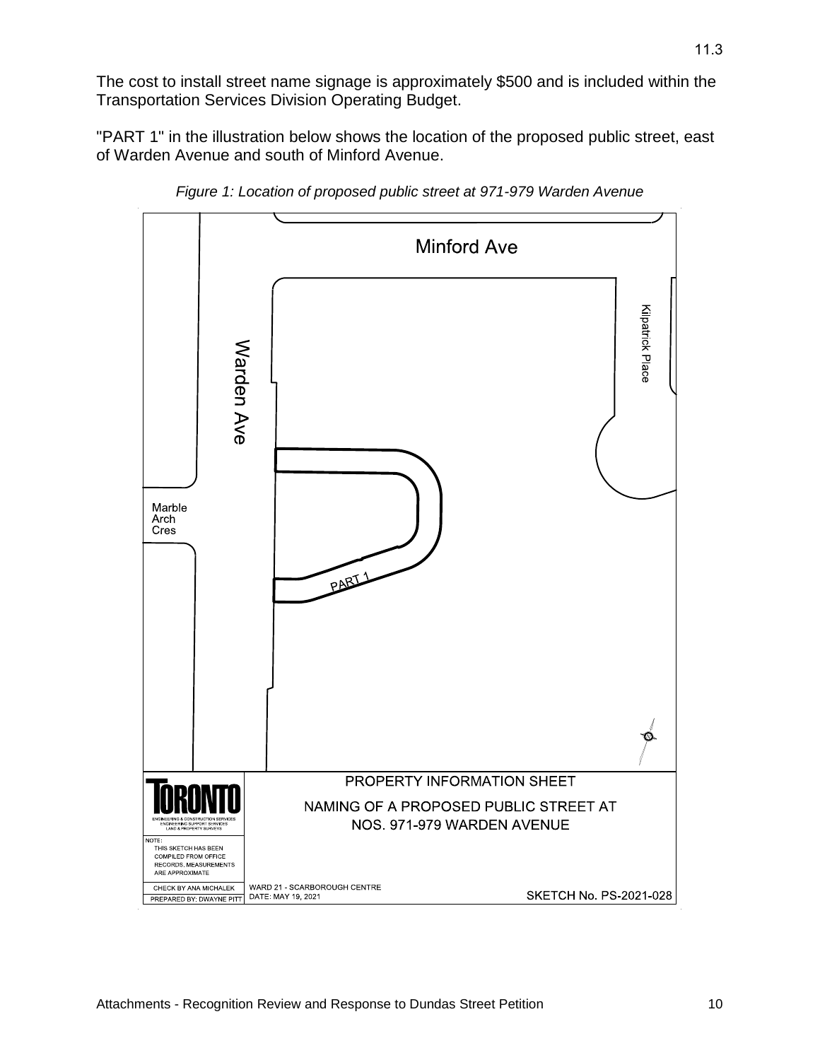The cost to install street name signage is approximately $500 and is included within the Transportation Services Division Operating Budget.

"PART 1" in the illustration below shows the location of the proposed public street, east of Warden Avenue and south of Minford Avenue.

*Figure 1: Location of proposed public street at 971-979 Warden Avenue*

Minford Ave

Warden Ave

Kilpatrick Place

Marble Arch Cres

PART 1

TORONTO
ENGINEERING & CONSTRUCTION SERVICES
ENGINEERING SUPPORT SERVICES
LAND & PROPERTY SURVEYS

NOTE:
THIS SKETCH HAS BEEN COMPILED FROM OFFICE RECORDS. MEASUREMENTS ARE APPROXIMATE

PROPERTY INFORMATION SHEET

NAMING OF A PROPOSED PUBLIC STREET AT NOS. 971-979 WARDEN AVENUE

CHECK BY ANA MICHALEK

PREPARED BY: DWAYNE PITT

WARD 21 - SCARBOROUGH CENTRE

DATE: MAY 19, 2021

SKETCH No. PS-2021-028